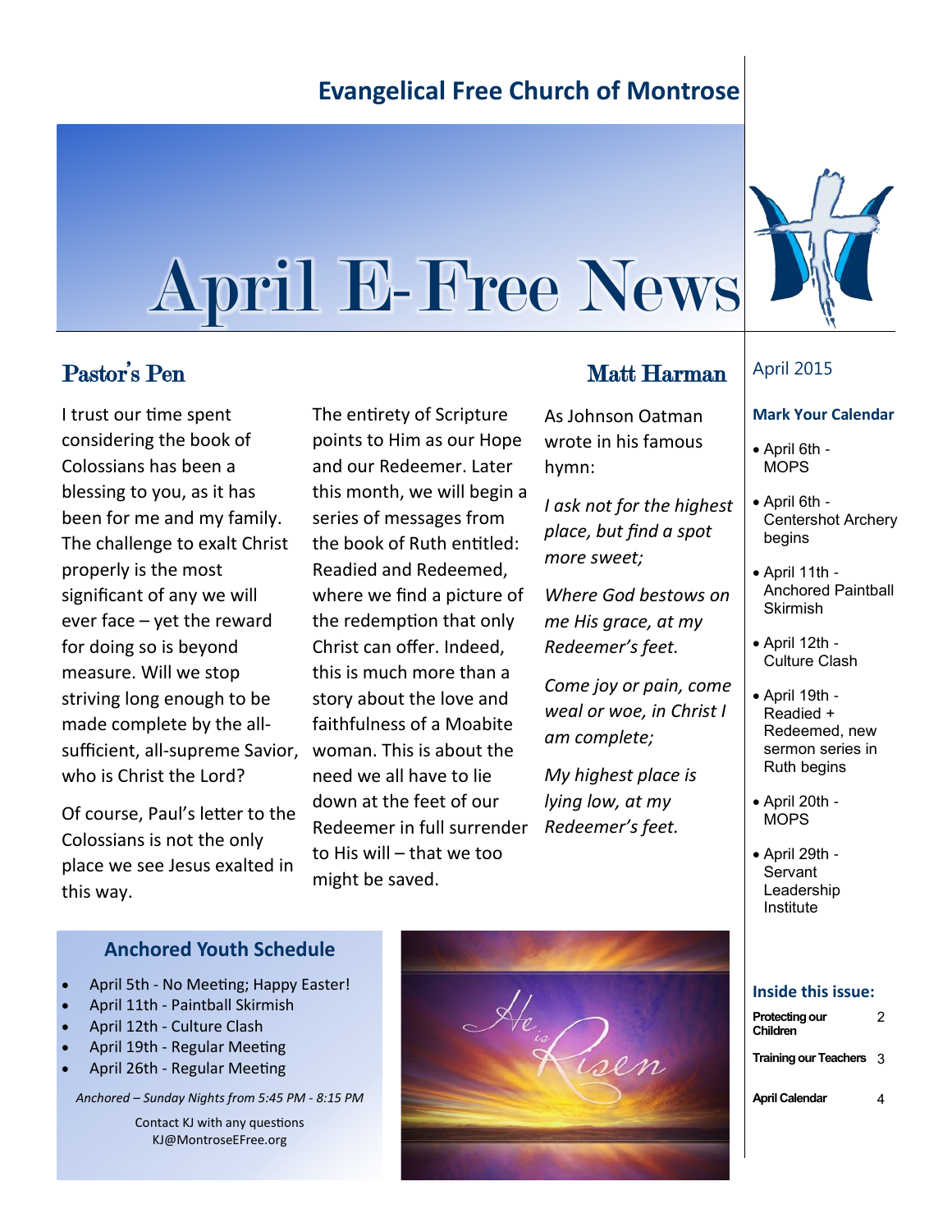# Evangelical Free Church of Montrose

# April E-Free News

April 2015

## Pastor's Pen

**Matt Harman**

I trust our time spent considering the book of Colossians has been a blessing to you, as it has been for me and my family. The challenge to exalt Christ properly is the most significant of any we will ever face – yet the reward for doing so is beyond measure. Will we stop striving long enough to be made complete by the all-sufficient, all-supreme Savior, who is Christ the Lord?

Of course, Paul's letter to the Colossians is not the only place we see Jesus exalted in this way.

The entirety of Scripture points to Him as our Hope and our Redeemer. Later this month, we will begin a series of messages from the book of Ruth entitled: Readied and Redeemed, where we find a picture of the redemption that only Christ can offer. Indeed, this is much more than a story about the love and faithfulness of a Moabite woman. This is about the need we all have to lie down at the feet of our Redeemer in full surrender to His will – that we too might be saved.

As Johnson Oatman wrote in his famous hymn:

*I ask not for the highest place, but find a spot more sweet;*

*Where God bestows on me His grace, at my Redeemer's feet.*

*Come joy or pain, come weal or woe, in Christ I am complete;*

*My highest place is lying low, at my Redeemer's feet.*

### Mark Your Calendar

- April 6th - MOPS
- April 6th - Centershot Archery begins
- April 11th - Anchored Paintball Skirmish
- April 12th - Culture Clash
- April 19th - Readied + Redeemed, new sermon series in Ruth begins
- April 20th - MOPS
- April 29th - Servant Leadership Institute

### Anchored Youth Schedule

- April 5th - No Meeting; Happy Easter!
- April 11th - Paintball Skirmish
- April 12th - Culture Clash
- April 19th - Regular Meeting
- April 26th - Regular Meeting

*Anchored – Sunday Nights from 5:45 PM - 8:15 PM*

Contact KJ with any questions
KJ@MontroseEFree.org

He is Risen

### Inside this issue:

| | |
|---|---|
| Protecting our Children | 2 |
| Training our Teachers | 3 |
| April Calendar | 4 |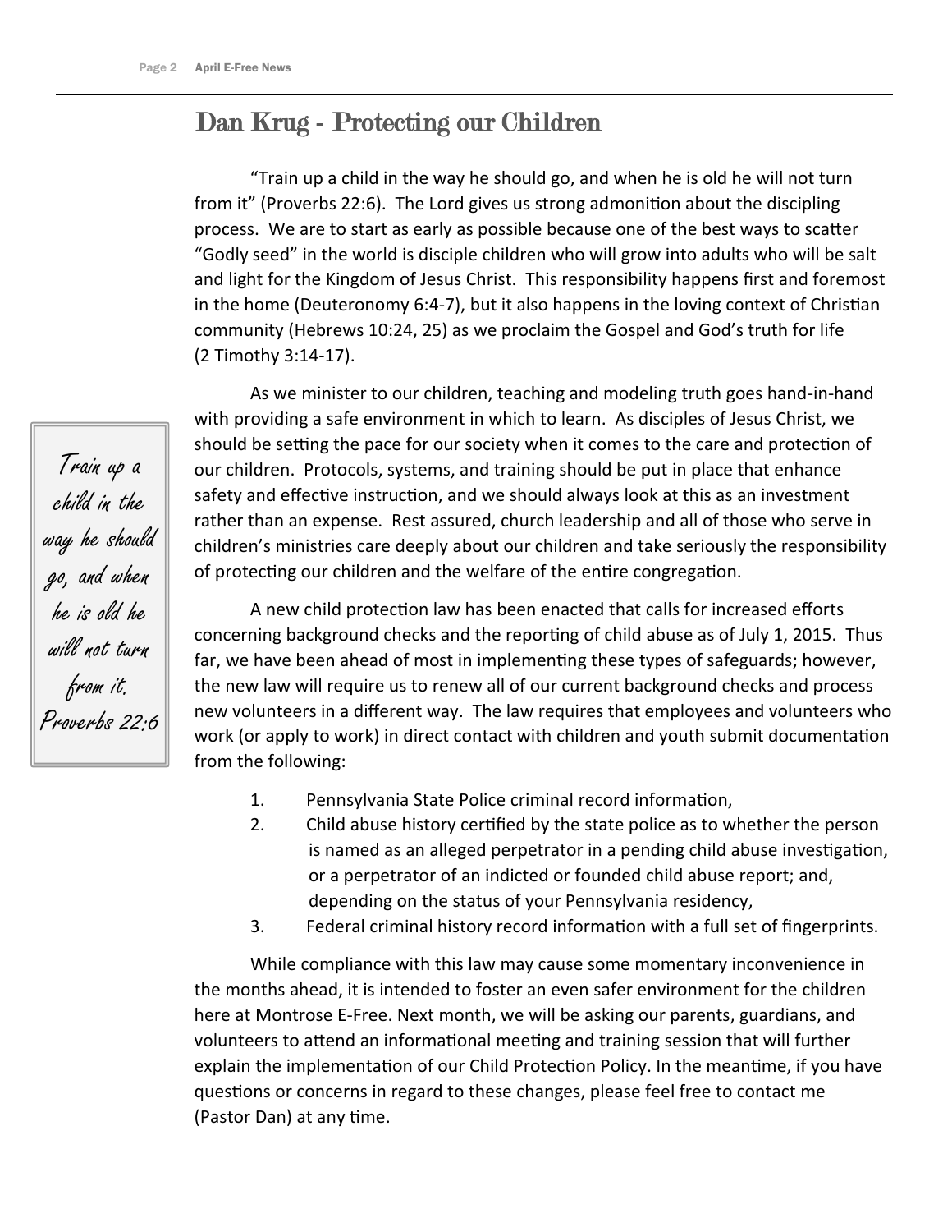## Dan Krug - Protecting our Children

"Train up a child in the way he should go, and when he is old he will not turn from it" (Proverbs 22:6). The Lord gives us strong admonition about the discipling process. We are to start as early as possible because one of the best ways to scatter "Godly seed" in the world is disciple children who will grow into adults who will be salt and light for the Kingdom of Jesus Christ. This responsibility happens first and foremost in the home (Deuteronomy 6:4-7), but it also happens in the loving context of Christian community (Hebrews 10:24, 25) as we proclaim the Gospel and God's truth for life (2 Timothy 3:14-17).

> *Train up a child in the way he should go, and when he is old he will not turn from it. Proverbs 22:6*

As we minister to our children, teaching and modeling truth goes hand-in-hand with providing a safe environment in which to learn. As disciples of Jesus Christ, we should be setting the pace for our society when it comes to the care and protection of our children. Protocols, systems, and training should be put in place that enhance safety and effective instruction, and we should always look at this as an investment rather than an expense. Rest assured, church leadership and all of those who serve in children's ministries care deeply about our children and take seriously the responsibility of protecting our children and the welfare of the entire congregation.

A new child protection law has been enacted that calls for increased efforts concerning background checks and the reporting of child abuse as of July 1, 2015. Thus far, we have been ahead of most in implementing these types of safeguards; however, the new law will require us to renew all of our current background checks and process new volunteers in a different way. The law requires that employees and volunteers who work (or apply to work) in direct contact with children and youth submit documentation from the following:

1. Pennsylvania State Police criminal record information,
2. Child abuse history certified by the state police as to whether the person is named as an alleged perpetrator in a pending child abuse investigation, or a perpetrator of an indicted or founded child abuse report; and, depending on the status of your Pennsylvania residency,
3. Federal criminal history record information with a full set of fingerprints.

While compliance with this law may cause some momentary inconvenience in the months ahead, it is intended to foster an even safer environment for the children here at Montrose E-Free. Next month, we will be asking our parents, guardians, and volunteers to attend an informational meeting and training session that will further explain the implementation of our Child Protection Policy. In the meantime, if you have questions or concerns in regard to these changes, please feel free to contact me (Pastor Dan) at any time.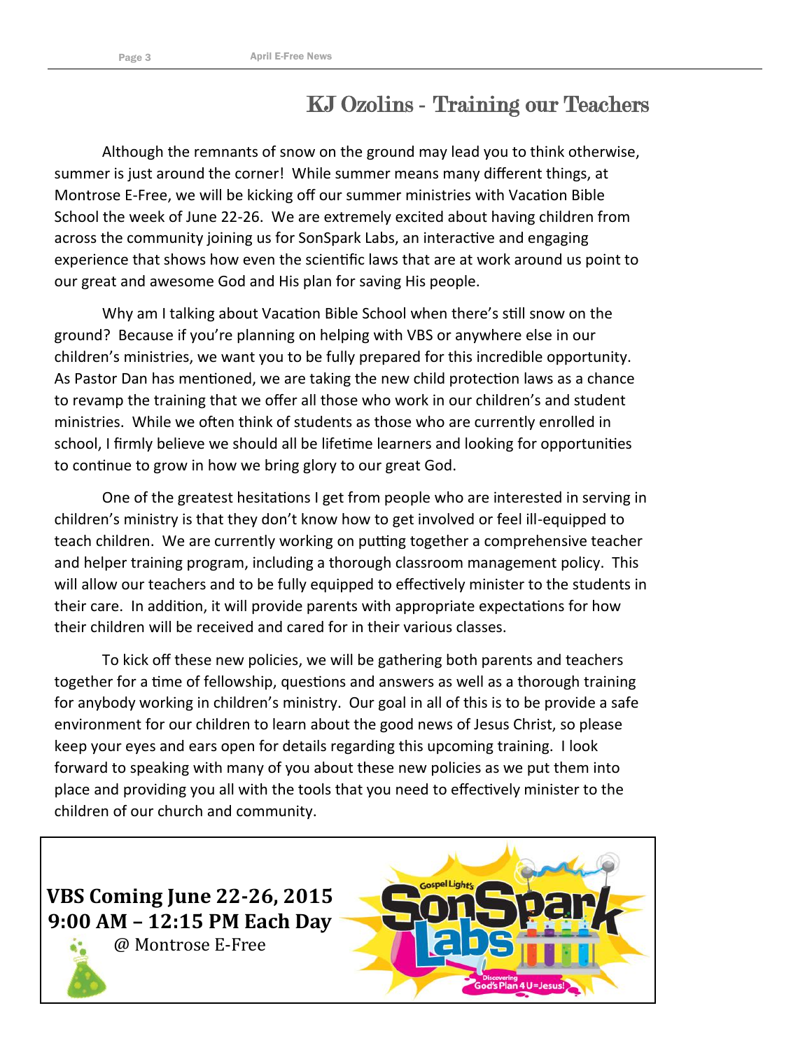## KJ Ozolins - Training our Teachers

Although the remnants of snow on the ground may lead you to think otherwise, summer is just around the corner! While summer means many different things, at Montrose E-Free, we will be kicking off our summer ministries with Vacation Bible School the week of June 22-26. We are extremely excited about having children from across the community joining us for SonSpark Labs, an interactive and engaging experience that shows how even the scientific laws that are at work around us point to our great and awesome God and His plan for saving His people.

Why am I talking about Vacation Bible School when there's still snow on the ground? Because if you're planning on helping with VBS or anywhere else in our children's ministries, we want you to be fully prepared for this incredible opportunity. As Pastor Dan has mentioned, we are taking the new child protection laws as a chance to revamp the training that we offer all those who work in our children's and student ministries. While we often think of students as those who are currently enrolled in school, I firmly believe we should all be lifetime learners and looking for opportunities to continue to grow in how we bring glory to our great God.

One of the greatest hesitations I get from people who are interested in serving in children's ministry is that they don't know how to get involved or feel ill-equipped to teach children. We are currently working on putting together a comprehensive teacher and helper training program, including a thorough classroom management policy. This will allow our teachers and to be fully equipped to effectively minister to the students in their care. In addition, it will provide parents with appropriate expectations for how their children will be received and cared for in their various classes.

To kick off these new policies, we will be gathering both parents and teachers together for a time of fellowship, questions and answers as well as a thorough training for anybody working in children's ministry. Our goal in all of this is to be provide a safe environment for our children to learn about the good news of Jesus Christ, so please keep your eyes and ears open for details regarding this upcoming training. I look forward to speaking with many of you about these new policies as we put them into place and providing you all with the tools that you need to effectively minister to the children of our church and community.

**VBS Coming June 22-26, 2015**
**9:00 AM – 12:15 PM Each Day**
@ Montrose E-Free

Gospel Light's SonSpark Labs
Discovering God's Plan 4 U=Jesus!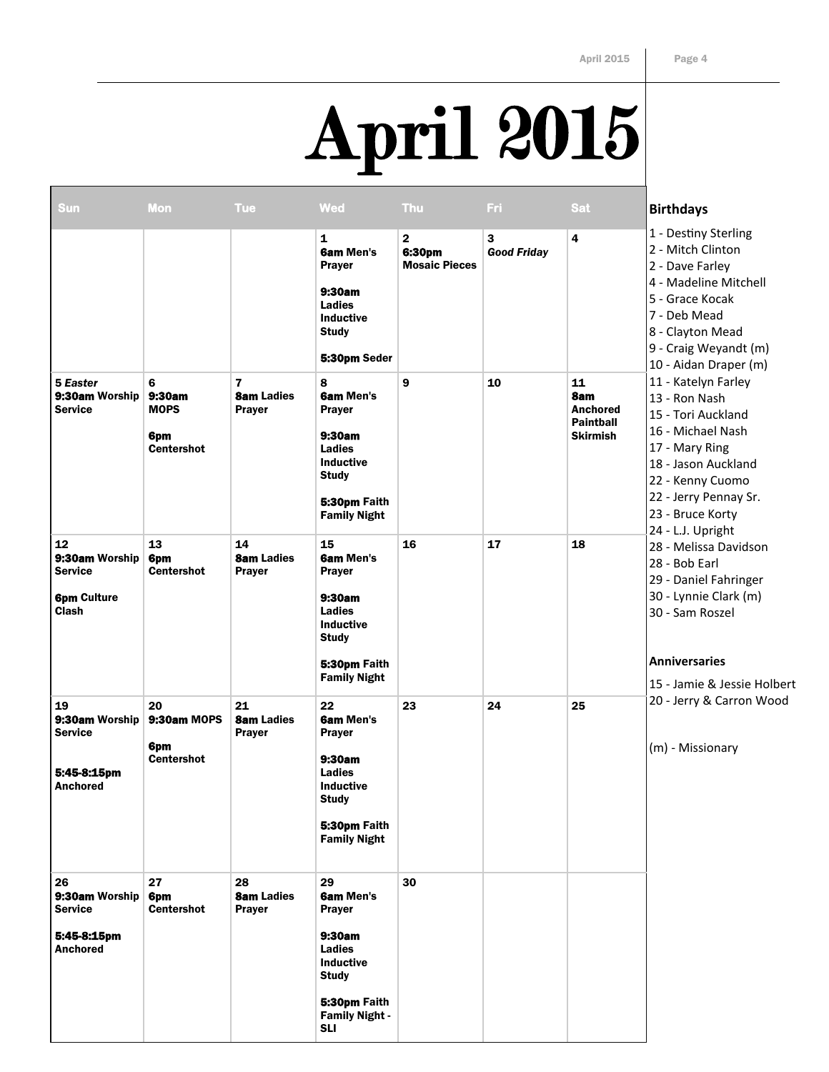# April 2015

| Sun | Mon | Tue | Wed | Thu | Fri | Sat |
|---|---|---|---|---|---|---|
| | | | **1** **6am** Men's Prayer<br><br>**9:30am** Ladies Inductive Study<br><br>**5:30pm** Seder | **2** **6:30pm** Mosaic Pieces | **3** *Good Friday* | **4** |
| **5** *Easter* **9:30am** Worship Service | **6** **9:30am** MOPS<br><br>**6pm** Centershot | **7** **8am** Ladies Prayer | **8** **6am** Men's Prayer<br><br>**9:30am** Ladies Inductive Study<br><br>**5:30pm** Faith Family Night | **9** | **10** | **11** **8am** Anchored Paintball Skirmish |
| **12** **9:30am** Worship Service<br><br>**6pm** Culture Clash | **13** **6pm** Centershot | **14** **8am** Ladies Prayer | **15** **6am** Men's Prayer<br><br>**9:30am** Ladies Inductive Study<br><br>**5:30pm** Faith Family Night | **16** | **17** | **18** |
| **19** **9:30am** Worship Service<br><br>**5:45-8:15pm** Anchored | **20** **9:30am** MOPS<br><br>**6pm** Centershot | **21** **8am** Ladies Prayer | **22** **6am** Men's Prayer<br><br>**9:30am** Ladies Inductive Study<br><br>**5:30pm** Faith Family Night | **23** | **24** | **25** |
| **26** **9:30am** Worship Service<br><br>**5:45-8:15pm** Anchored | **27** **6pm** Centershot | **28** **8am** Ladies Prayer | **29** **6am** Men's Prayer<br><br>**9:30am** Ladies Inductive Study<br><br>**5:30pm** Faith Family Night - SLI | **30** | | |

**Birthdays**

1 - Destiny Sterling
2 - Mitch Clinton
2 - Dave Farley
4 - Madeline Mitchell
5 - Grace Kocak
7 - Deb Mead
8 - Clayton Mead
9 - Craig Weyandt (m)
10 - Aidan Draper (m)
11 - Katelyn Farley
13 - Ron Nash
15 - Tori Auckland
16 - Michael Nash
17 - Mary Ring
18 - Jason Auckland
22 - Kenny Cuomo
22 - Jerry Pennay Sr.
23 - Bruce Korty
24 - L.J. Upright
28 - Melissa Davidson
28 - Bob Earl
29 - Daniel Fahringer
30 - Lynnie Clark (m)
30 - Sam Roszel

**Anniversaries**

15 - Jamie & Jessie Holbert
20 - Jerry & Carron Wood

(m) - Missionary